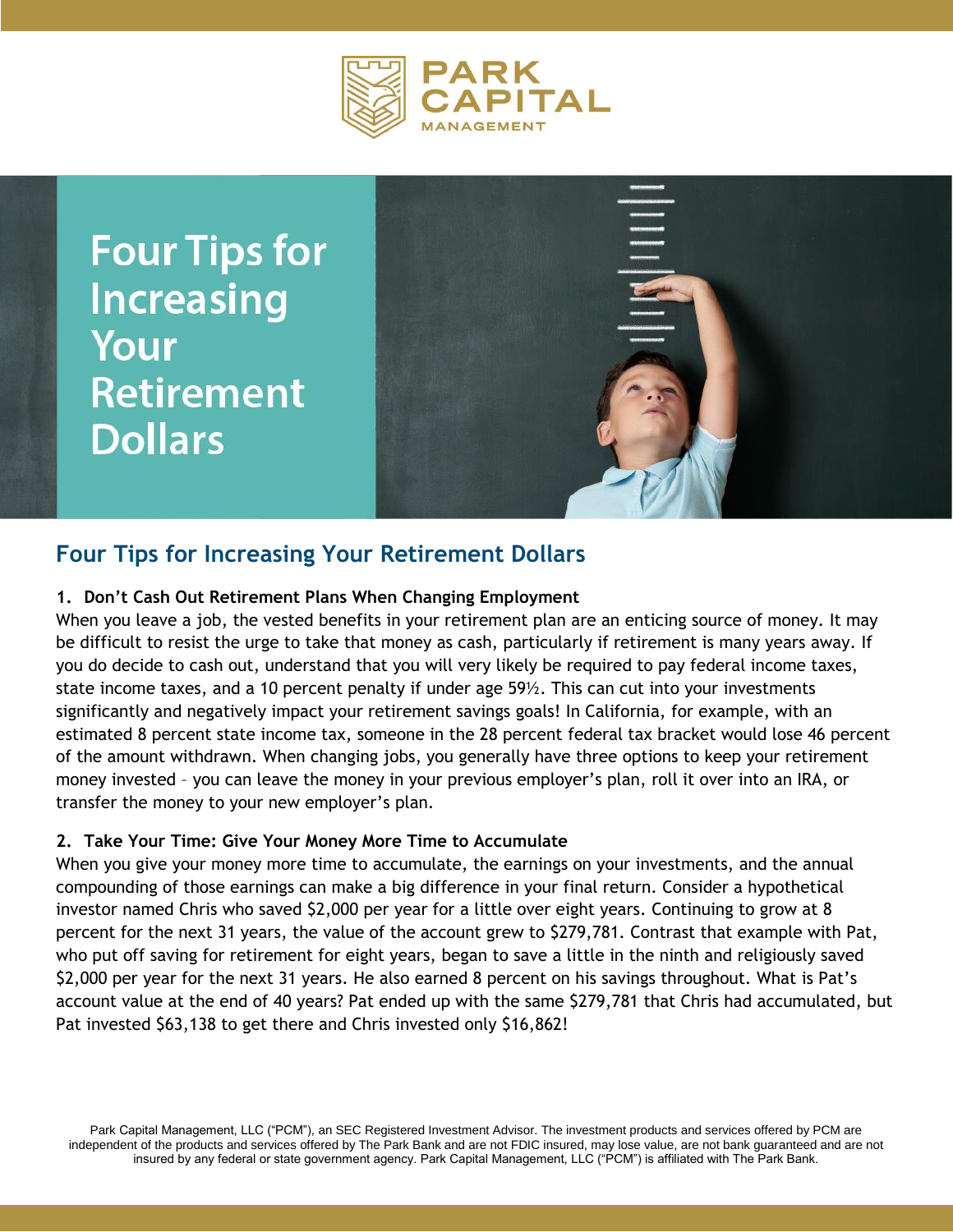PARK CAPITAL MANAGEMENT

# Four Tips for Increasing Your Retirement Dollars

## Four Tips for Increasing Your Retirement Dollars

### 1. Don't Cash Out Retirement Plans When Changing Employment

When you leave a job, the vested benefits in your retirement plan are an enticing source of money. It may be difficult to resist the urge to take that money as cash, particularly if retirement is many years away. If you do decide to cash out, understand that you will very likely be required to pay federal income taxes, state income taxes, and a 10 percent penalty if under age 59½. This can cut into your investments significantly and negatively impact your retirement savings goals! In California, for example, with an estimated 8 percent state income tax, someone in the 28 percent federal tax bracket would lose 46 percent of the amount withdrawn. When changing jobs, you generally have three options to keep your retirement money invested – you can leave the money in your previous employer's plan, roll it over into an IRA, or transfer the money to your new employer's plan.

### 2. Take Your Time: Give Your Money More Time to Accumulate

When you give your money more time to accumulate, the earnings on your investments, and the annual compounding of those earnings can make a big difference in your final return. Consider a hypothetical investor named Chris who saved $2,000 per year for a little over eight years. Continuing to grow at 8 percent for the next 31 years, the value of the account grew to $279,781. Contrast that example with Pat, who put off saving for retirement for eight years, began to save a little in the ninth and religiously saved $2,000 per year for the next 31 years. He also earned 8 percent on his savings throughout. What is Pat's account value at the end of 40 years? Pat ended up with the same $279,781 that Chris had accumulated, but Pat invested $63,138 to get there and Chris invested only $16,862!

Park Capital Management, LLC ("PCM"), an SEC Registered Investment Advisor. The investment products and services offered by PCM are independent of the products and services offered by The Park Bank and are not FDIC insured, may lose value, are not bank guaranteed and are not insured by any federal or state government agency. Park Capital Management, LLC ("PCM") is affiliated with The Park Bank.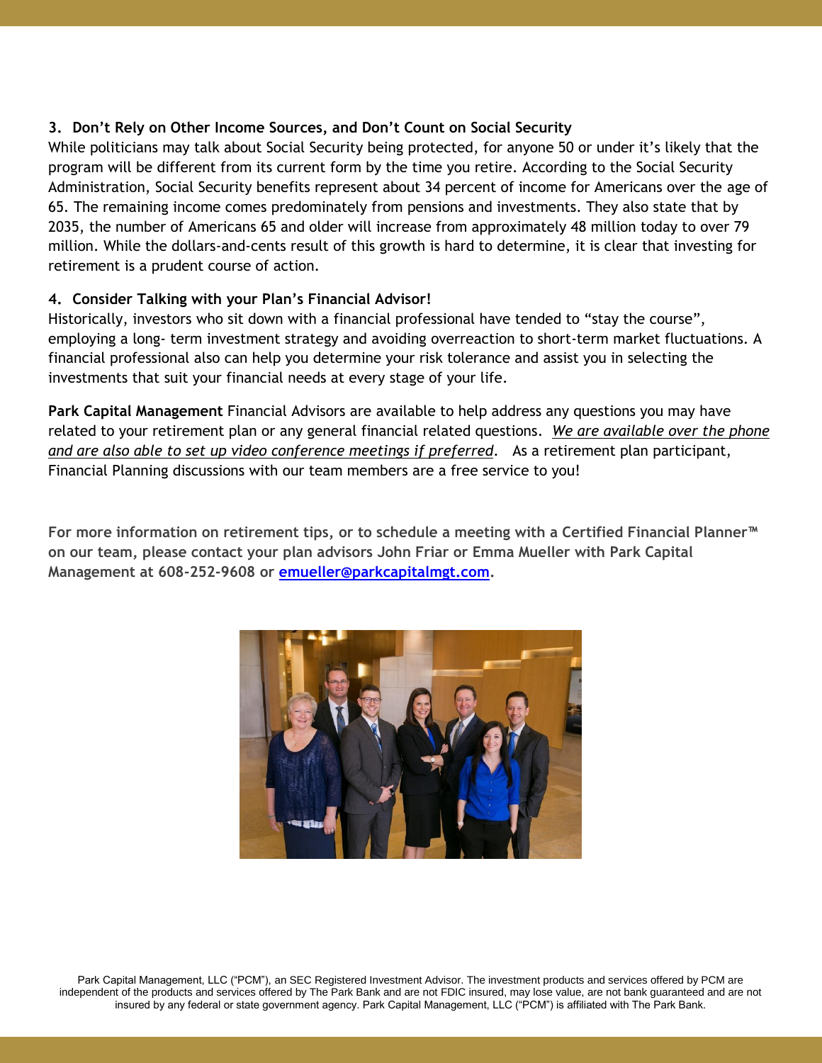### 3. Don't Rely on Other Income Sources, and Don't Count on Social Security

While politicians may talk about Social Security being protected, for anyone 50 or under it's likely that the program will be different from its current form by the time you retire. According to the Social Security Administration, Social Security benefits represent about 34 percent of income for Americans over the age of 65. The remaining income comes predominately from pensions and investments. They also state that by 2035, the number of Americans 65 and older will increase from approximately 48 million today to over 79 million. While the dollars-and-cents result of this growth is hard to determine, it is clear that investing for retirement is a prudent course of action.

### 4. Consider Talking with your Plan's Financial Advisor!

Historically, investors who sit down with a financial professional have tended to "stay the course", employing a long- term investment strategy and avoiding overreaction to short-term market fluctuations. A financial professional also can help you determine your risk tolerance and assist you in selecting the investments that suit your financial needs at every stage of your life.

**Park Capital Management** Financial Advisors are available to help address any questions you may have related to your retirement plan or any general financial related questions. *We are available over the phone and are also able to set up video conference meetings if preferred*. As a retirement plan participant, Financial Planning discussions with our team members are a free service to you!

**For more information on retirement tips, or to schedule a meeting with a Certified Financial Planner™ on our team, please contact your plan advisors John Friar or Emma Mueller with Park Capital Management at 608-252-9608 or emueller@parkcapitalmgt.com.**

Park Capital Management, LLC ("PCM"), an SEC Registered Investment Advisor. The investment products and services offered by PCM are independent of the products and services offered by The Park Bank and are not FDIC insured, may lose value, are not bank guaranteed and are not insured by any federal or state government agency. Park Capital Management, LLC ("PCM") is affiliated with The Park Bank.